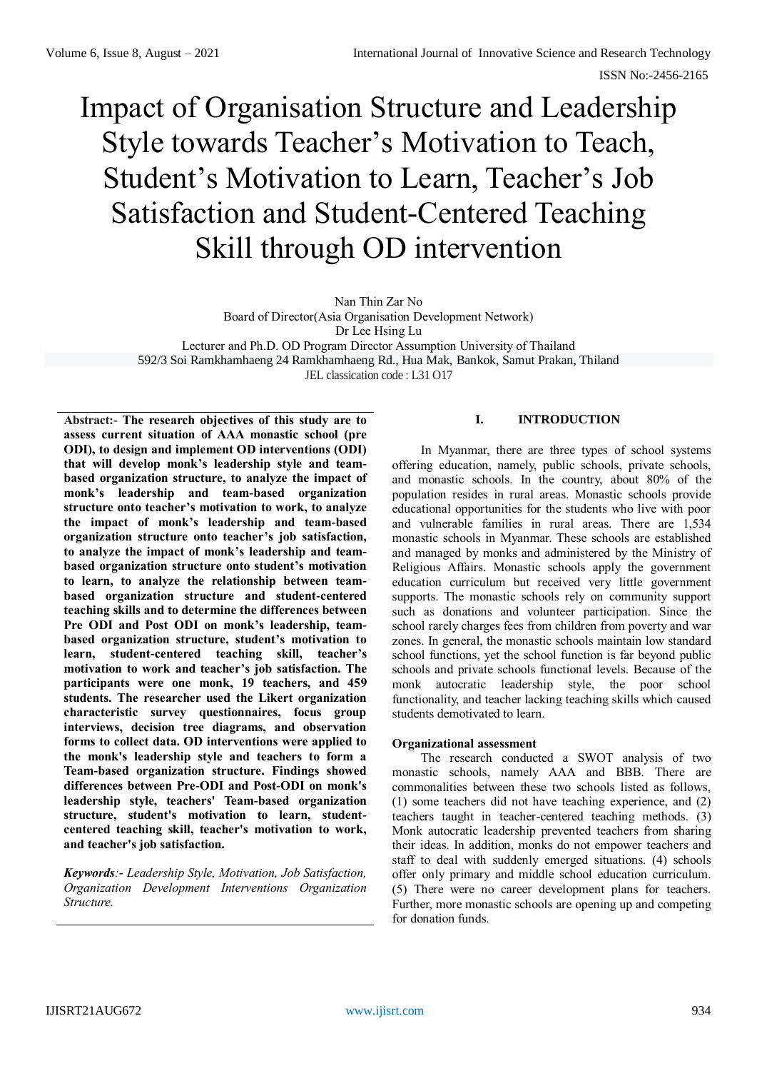# Impact of Organisation Structure and Leadership Style towards Teacher's Motivation to Teach, Student's Motivation to Learn, Teacher's Job Satisfaction and Student-Centered Teaching Skill through OD intervention

Nan Thin Zar No
Board of Director(Asia Organisation Development Network)
Dr Lee Hsing Lu
Lecturer and Ph.D. OD Program Director Assumption University of Thailand
592/3 Soi Ramkhamhaeng 24 Ramkhamhaeng Rd., Hua Mak, Bankok, Samut Prakan, Thiland
JEL classication code : L31 O17

**Abstract:- The research objectives of this study are to assess current situation of AAA monastic school (pre ODI), to design and implement OD interventions (ODI) that will develop monk's leadership style and team-based organization structure, to analyze the impact of monk's leadership and team-based organization structure onto teacher's motivation to work, to analyze the impact of monk's leadership and team-based organization structure onto teacher's job satisfaction, to analyze the impact of monk's leadership and team-based organization structure onto student's motivation to learn, to analyze the relationship between team-based organization structure and student-centered teaching skills and to determine the differences between Pre ODI and Post ODI on monk's leadership, team-based organization structure, student's motivation to learn, student-centered teaching skill, teacher's motivation to work and teacher's job satisfaction. The participants were one monk, 19 teachers, and 459 students. The researcher used the Likert organization characteristic survey questionnaires, focus group interviews, decision tree diagrams, and observation forms to collect data. OD interventions were applied to the monk's leadership style and teachers to form a Team-based organization structure. Findings showed differences between Pre-ODI and Post-ODI on monk's leadership style, teachers' Team-based organization structure, student's motivation to learn, student-centered teaching skill, teacher's motivation to work, and teacher's job satisfaction.**

***Keywords**:- Leadership Style, Motivation, Job Satisfaction, Organization Development Interventions Organization Structure.*

## I. INTRODUCTION

In Myanmar, there are three types of school systems offering education, namely, public schools, private schools, and monastic schools. In the country, about 80% of the population resides in rural areas. Monastic schools provide educational opportunities for the students who live with poor and vulnerable families in rural areas. There are 1,534 monastic schools in Myanmar. These schools are established and managed by monks and administered by the Ministry of Religious Affairs. Monastic schools apply the government education curriculum but received very little government supports. The monastic schools rely on community support such as donations and volunteer participation. Since the school rarely charges fees from children from poverty and war zones. In general, the monastic schools maintain low standard school functions, yet the school function is far beyond public schools and private schools functional levels. Because of the monk autocratic leadership style, the poor school functionality, and teacher lacking teaching skills which caused students demotivated to learn.

### Organizational assessment

The research conducted a SWOT analysis of two monastic schools, namely AAA and BBB. There are commonalities between these two schools listed as follows, (1) some teachers did not have teaching experience, and (2) teachers taught in teacher-centered teaching methods. (3) Monk autocratic leadership prevented teachers from sharing their ideas. In addition, monks do not empower teachers and staff to deal with suddenly emerged situations. (4) schools offer only primary and middle school education curriculum. (5) There were no career development plans for teachers. Further, more monastic schools are opening up and competing for donation funds.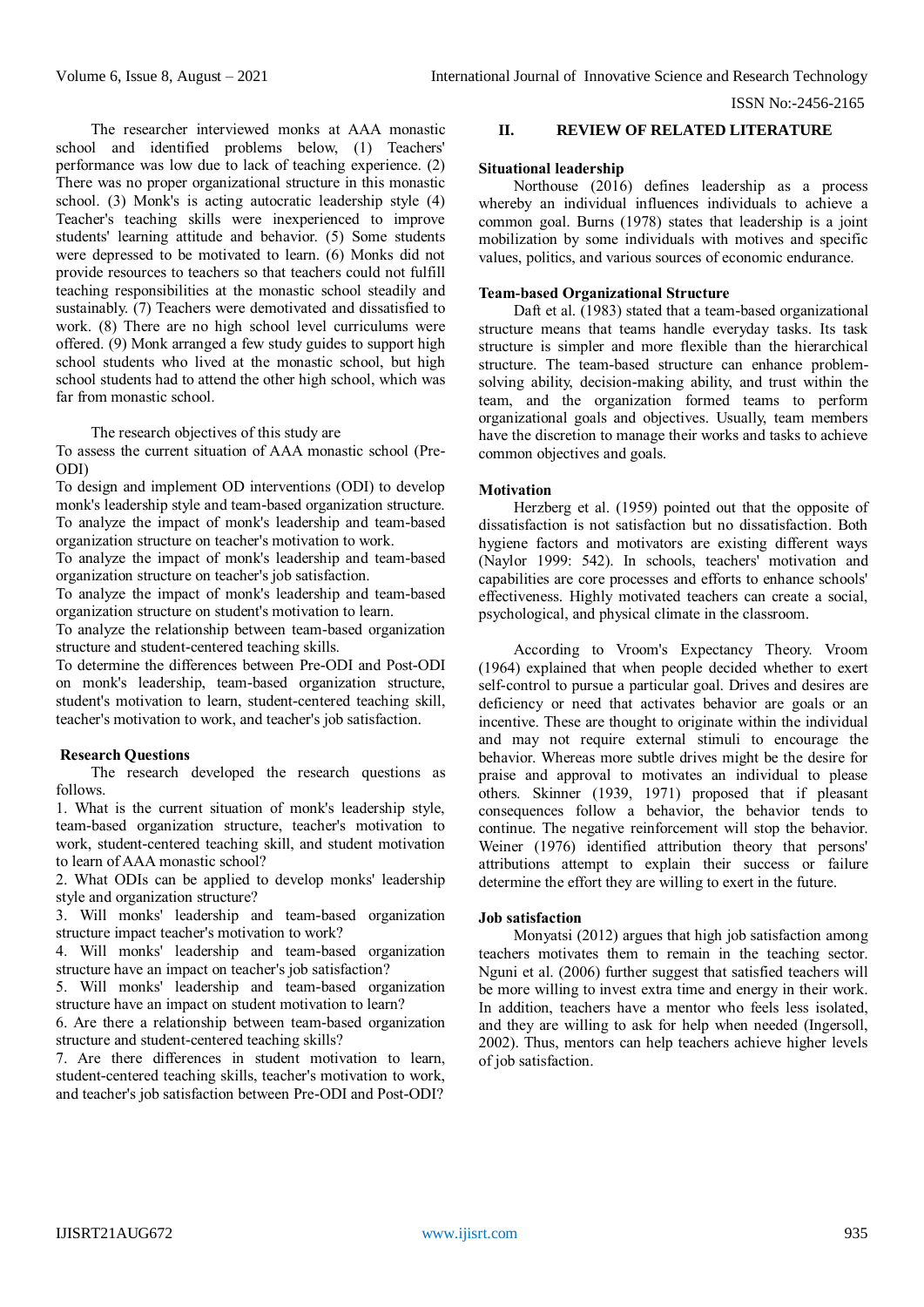The researcher interviewed monks at AAA monastic school and identified problems below, (1) Teachers' performance was low due to lack of teaching experience. (2) There was no proper organizational structure in this monastic school. (3) Monk's is acting autocratic leadership style (4) Teacher's teaching skills were inexperienced to improve students' learning attitude and behavior. (5) Some students were depressed to be motivated to learn. (6) Monks did not provide resources to teachers so that teachers could not fulfill teaching responsibilities at the monastic school steadily and sustainably. (7) Teachers were demotivated and dissatisfied to work. (8) There are no high school level curriculums were offered. (9) Monk arranged a few study guides to support high school students who lived at the monastic school, but high school students had to attend the other high school, which was far from monastic school.

The research objectives of this study are

To assess the current situation of AAA monastic school (Pre-ODI)

To design and implement OD interventions (ODI) to develop monk's leadership style and team-based organization structure.

To analyze the impact of monk's leadership and team-based organization structure on teacher's motivation to work.

To analyze the impact of monk's leadership and team-based organization structure on teacher's job satisfaction.

To analyze the impact of monk's leadership and team-based organization structure on student's motivation to learn.

To analyze the relationship between team-based organization structure and student-centered teaching skills.

To determine the differences between Pre-ODI and Post-ODI on monk's leadership, team-based organization structure, student's motivation to learn, student-centered teaching skill, teacher's motivation to work, and teacher's job satisfaction.

**Research Questions**

The research developed the research questions as follows.

1. What is the current situation of monk's leadership style, team-based organization structure, teacher's motivation to work, student-centered teaching skill, and student motivation to learn of AAA monastic school?
2. What ODIs can be applied to develop monks' leadership style and organization structure?
3. Will monks' leadership and team-based organization structure impact teacher's motivation to work?
4. Will monks' leadership and team-based organization structure have an impact on teacher's job satisfaction?
5. Will monks' leadership and team-based organization structure have an impact on student motivation to learn?
6. Are there a relationship between team-based organization structure and student-centered teaching skills?
7. Are there differences in student motivation to learn, student-centered teaching skills, teacher's motivation to work, and teacher's job satisfaction between Pre-ODI and Post-ODI?

## II. REVIEW OF RELATED LITERATURE

**Situational leadership**

Northouse (2016) defines leadership as a process whereby an individual influences individuals to achieve a common goal. Burns (1978) states that leadership is a joint mobilization by some individuals with motives and specific values, politics, and various sources of economic endurance.

**Team-based Organizational Structure**

Daft et al. (1983) stated that a team-based organizational structure means that teams handle everyday tasks. Its task structure is simpler and more flexible than the hierarchical structure. The team-based structure can enhance problem-solving ability, decision-making ability, and trust within the team, and the organization formed teams to perform organizational goals and objectives. Usually, team members have the discretion to manage their works and tasks to achieve common objectives and goals.

**Motivation**

Herzberg et al. (1959) pointed out that the opposite of dissatisfaction is not satisfaction but no dissatisfaction. Both hygiene factors and motivators are existing different ways (Naylor 1999: 542). In schools, teachers' motivation and capabilities are core processes and efforts to enhance schools' effectiveness. Highly motivated teachers can create a social, psychological, and physical climate in the classroom.

According to Vroom's Expectancy Theory. Vroom (1964) explained that when people decided whether to exert self-control to pursue a particular goal. Drives and desires are deficiency or need that activates behavior are goals or an incentive. These are thought to originate within the individual and may not require external stimuli to encourage the behavior. Whereas more subtle drives might be the desire for praise and approval to motivates an individual to please others. Skinner (1939, 1971) proposed that if pleasant consequences follow a behavior, the behavior tends to continue. The negative reinforcement will stop the behavior. Weiner (1976) identified attribution theory that persons' attributions attempt to explain their success or failure determine the effort they are willing to exert in the future.

**Job satisfaction**

Monyatsi (2012) argues that high job satisfaction among teachers motivates them to remain in the teaching sector. Nguni et al. (2006) further suggest that satisfied teachers will be more willing to invest extra time and energy in their work. In addition, teachers have a mentor who feels less isolated, and they are willing to ask for help when needed (Ingersoll, 2002). Thus, mentors can help teachers achieve higher levels of job satisfaction.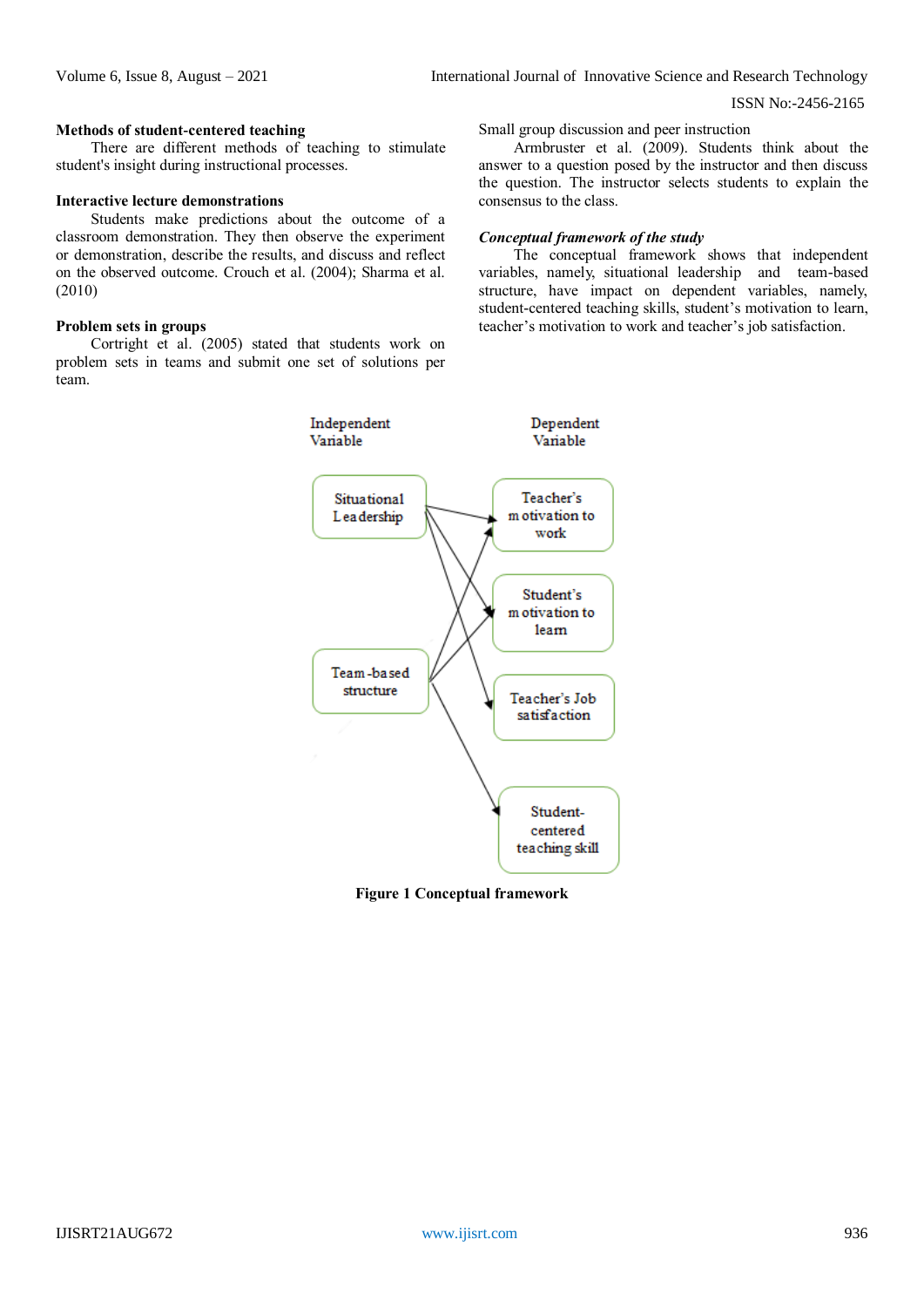**Methods of student-centered teaching**

There are different methods of teaching to stimulate student's insight during instructional processes.

**Interactive lecture demonstrations**

Students make predictions about the outcome of a classroom demonstration. They then observe the experiment or demonstration, describe the results, and discuss and reflect on the observed outcome. Crouch et al. (2004); Sharma et al. (2010)

**Problem sets in groups**

Cortright et al. (2005) stated that students work on problem sets in teams and submit one set of solutions per team.

Small group discussion and peer instruction

Armbruster et al. (2009). Students think about the answer to a question posed by the instructor and then discuss the question. The instructor selects students to explain the consensus to the class.

***Conceptual framework of the study***

The conceptual framework shows that independent variables, namely, situational leadership and team-based structure, have impact on dependent variables, namely, student-centered teaching skills, student's motivation to learn, teacher's motivation to work and teacher's job satisfaction.

Independent Variable

Dependent Variable

Situational Leadership

Team-based structure

Teacher's motivation to work

Student's motivation to learn

Teacher's Job satisfaction

Student-centered teaching skill

**Figure 1 Conceptual framework**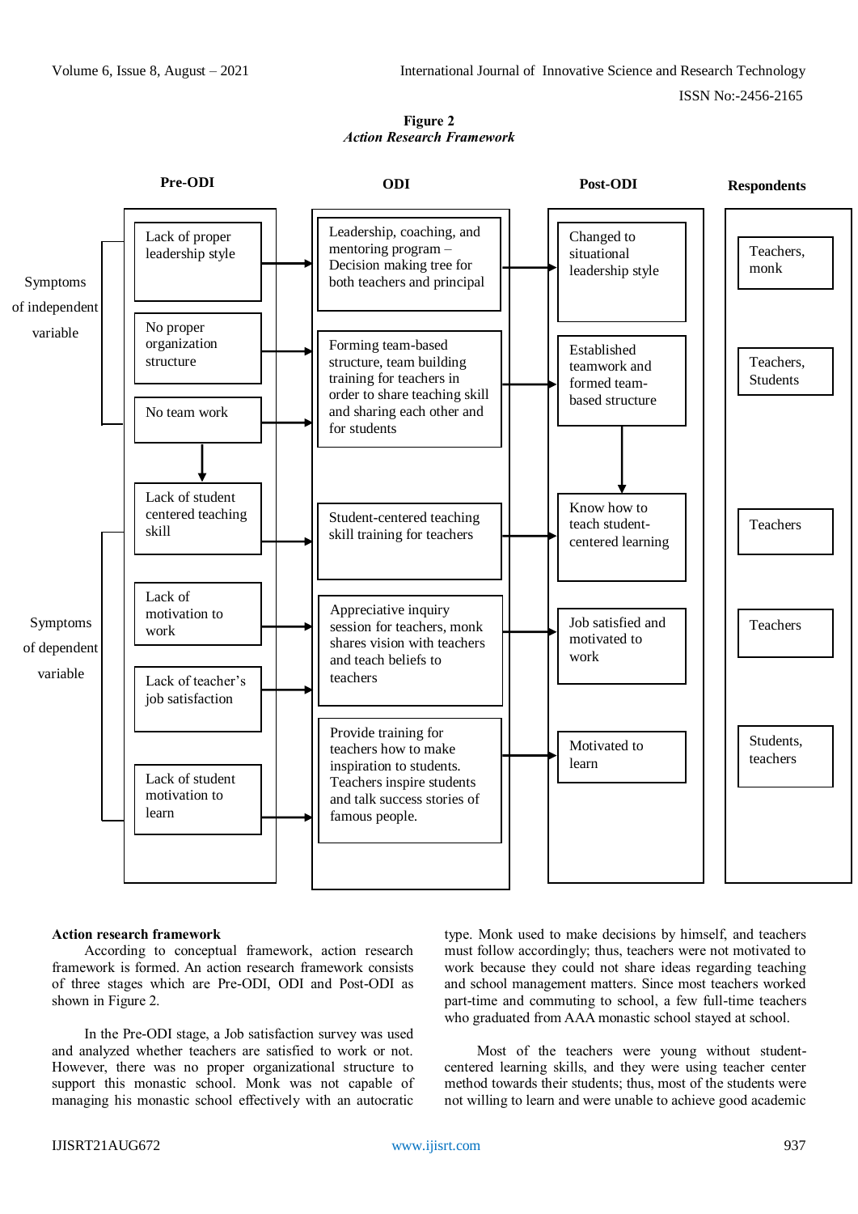**Figure 2**
*Action Research Framework*

| | Pre-ODI | ODI | Post-ODI | Respondents |
|---|---|---|---|---|
| Symptoms of independent variable | Lack of proper leadership style | Leadership, coaching, and mentoring program – Decision making tree for both teachers and principal | Changed to situational leadership style | Teachers, monk |
| | No proper organization structure | Forming team-based structure, team building training for teachers in order to share teaching skill and sharing each other and for students | Established teamwork and formed team-based structure | Teachers, Students |
| | No team work | | | |
| Symptoms of dependent variable | Lack of student centered teaching skill | Student-centered teaching skill training for teachers | Know how to teach student-centered learning | Teachers |
| | Lack of motivation to work | Appreciative inquiry session for teachers, monk shares vision with teachers and teach beliefs to teachers | Job satisfied and motivated to work | Teachers |
| | Lack of teacher's job satisfaction | | | |
| | Lack of student motivation to learn | Provide training for teachers how to make inspiration to students. Teachers inspire students and talk success stories of famous people. | Motivated to learn | Students, teachers |

**Action research framework**

According to conceptual framework, action research framework is formed. An action research framework consists of three stages which are Pre-ODI, ODI and Post-ODI as shown in Figure 2.

In the Pre-ODI stage, a Job satisfaction survey was used and analyzed whether teachers are satisfied to work or not. However, there was no proper organizational structure to support this monastic school. Monk was not capable of managing his monastic school effectively with an autocratic type. Monk used to make decisions by himself, and teachers must follow accordingly; thus, teachers were not motivated to work because they could not share ideas regarding teaching and school management matters. Since most teachers worked part-time and commuting to school, a few full-time teachers who graduated from AAA monastic school stayed at school.

Most of the teachers were young without student-centered learning skills, and they were using teacher center method towards their students; thus, most of the students were not willing to learn and were unable to achieve good academic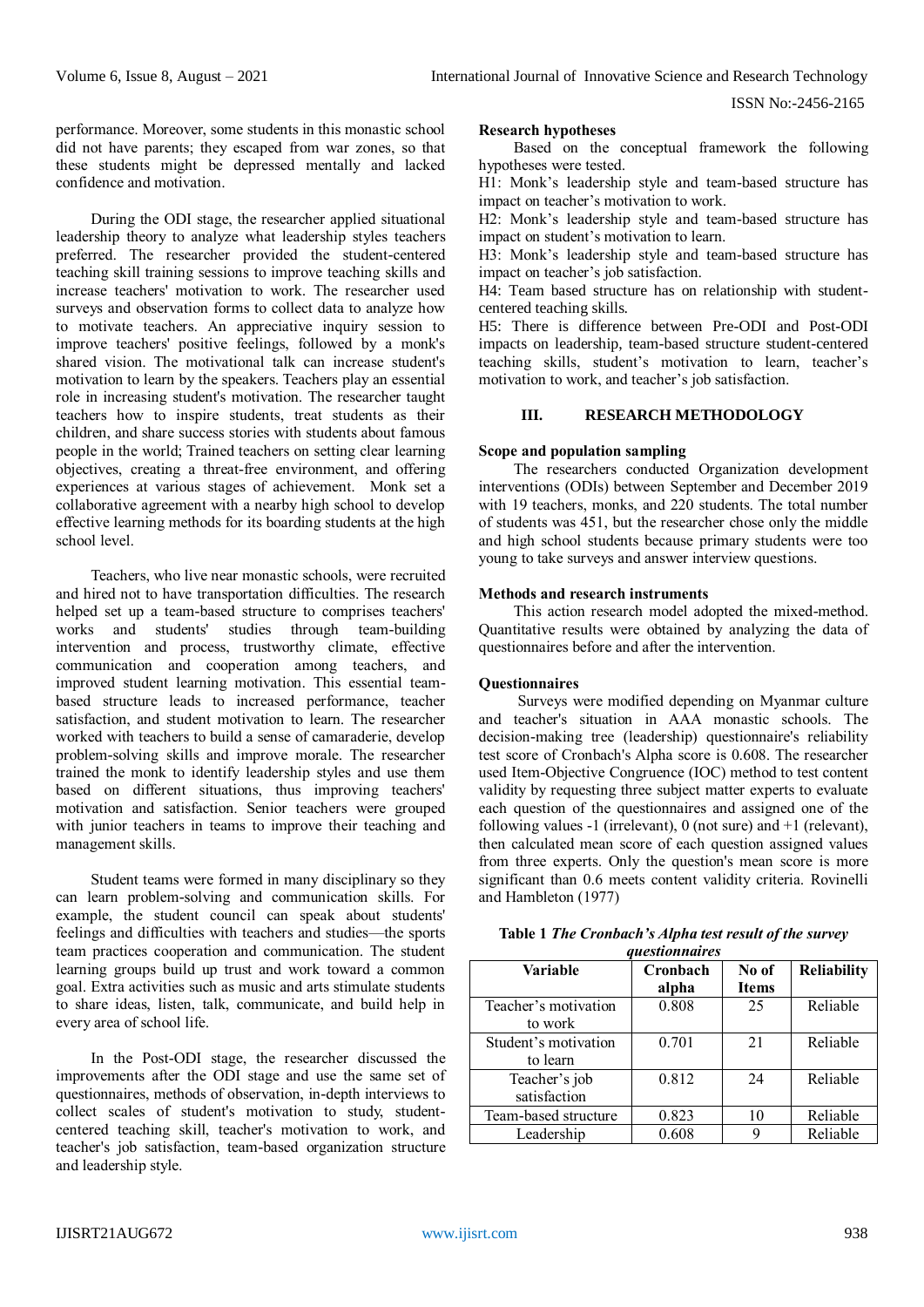performance. Moreover, some students in this monastic school did not have parents; they escaped from war zones, so that these students might be depressed mentally and lacked confidence and motivation.

During the ODI stage, the researcher applied situational leadership theory to analyze what leadership styles teachers preferred. The researcher provided the student-centered teaching skill training sessions to improve teaching skills and increase teachers' motivation to work. The researcher used surveys and observation forms to collect data to analyze how to motivate teachers. An appreciative inquiry session to improve teachers' positive feelings, followed by a monk's shared vision. The motivational talk can increase student's motivation to learn by the speakers. Teachers play an essential role in increasing student's motivation. The researcher taught teachers how to inspire students, treat students as their children, and share success stories with students about famous people in the world; Trained teachers on setting clear learning objectives, creating a threat-free environment, and offering experiences at various stages of achievement. Monk set a collaborative agreement with a nearby high school to develop effective learning methods for its boarding students at the high school level.

Teachers, who live near monastic schools, were recruited and hired not to have transportation difficulties. The research helped set up a team-based structure to comprises teachers' works and students' studies through team-building intervention and process, trustworthy climate, effective communication and cooperation among teachers, and improved student learning motivation. This essential team-based structure leads to increased performance, teacher satisfaction, and student motivation to learn. The researcher worked with teachers to build a sense of camaraderie, develop problem-solving skills and improve morale. The researcher trained the monk to identify leadership styles and use them based on different situations, thus improving teachers' motivation and satisfaction. Senior teachers were grouped with junior teachers in teams to improve their teaching and management skills.

Student teams were formed in many disciplinary so they can learn problem-solving and communication skills. For example, the student council can speak about students' feelings and difficulties with teachers and studies—the sports team practices cooperation and communication. The student learning groups build up trust and work toward a common goal. Extra activities such as music and arts stimulate students to share ideas, listen, talk, communicate, and build help in every area of school life.

In the Post-ODI stage, the researcher discussed the improvements after the ODI stage and use the same set of questionnaires, methods of observation, in-depth interviews to collect scales of student's motivation to study, student-centered teaching skill, teacher's motivation to work, and teacher's job satisfaction, team-based organization structure and leadership style.

**Research hypotheses**

Based on the conceptual framework the following hypotheses were tested.

H1: Monk's leadership style and team-based structure has impact on teacher's motivation to work.

H2: Monk's leadership style and team-based structure has impact on student's motivation to learn.

H3: Monk's leadership style and team-based structure has impact on teacher's job satisfaction.

H4: Team based structure has on relationship with student-centered teaching skills.

H5: There is difference between Pre-ODI and Post-ODI impacts on leadership, team-based structure student-centered teaching skills, student's motivation to learn, teacher's motivation to work, and teacher's job satisfaction.

## III. RESEARCH METHODOLOGY

**Scope and population sampling**

The researchers conducted Organization development interventions (ODIs) between September and December 2019 with 19 teachers, monks, and 220 students. The total number of students was 451, but the researcher chose only the middle and high school students because primary students were too young to take surveys and answer interview questions.

**Methods and research instruments**

This action research model adopted the mixed-method. Quantitative results were obtained by analyzing the data of questionnaires before and after the intervention.

**Questionnaires**

Surveys were modified depending on Myanmar culture and teacher's situation in AAA monastic schools. The decision-making tree (leadership) questionnaire's reliability test score of Cronbach's Alpha score is 0.608. The researcher used Item-Objective Congruence (IOC) method to test content validity by requesting three subject matter experts to evaluate each question of the questionnaires and assigned one of the following values -1 (irrelevant), 0 (not sure) and +1 (relevant), then calculated mean score of each question assigned values from three experts. Only the question's mean score is more significant than 0.6 meets content validity criteria. Rovinelli and Hambleton (1977)

**Table 1** *The Cronbach's Alpha test result of the survey questionnaires*

| Variable | Cronbach alpha | No of Items | Reliability |
|---|---|---|---|
| Teacher's motivation to work | 0.808 | 25 | Reliable |
| Student's motivation to learn | 0.701 | 21 | Reliable |
| Teacher's job satisfaction | 0.812 | 24 | Reliable |
| Team-based structure | 0.823 | 10 | Reliable |
| Leadership | 0.608 | 9 | Reliable |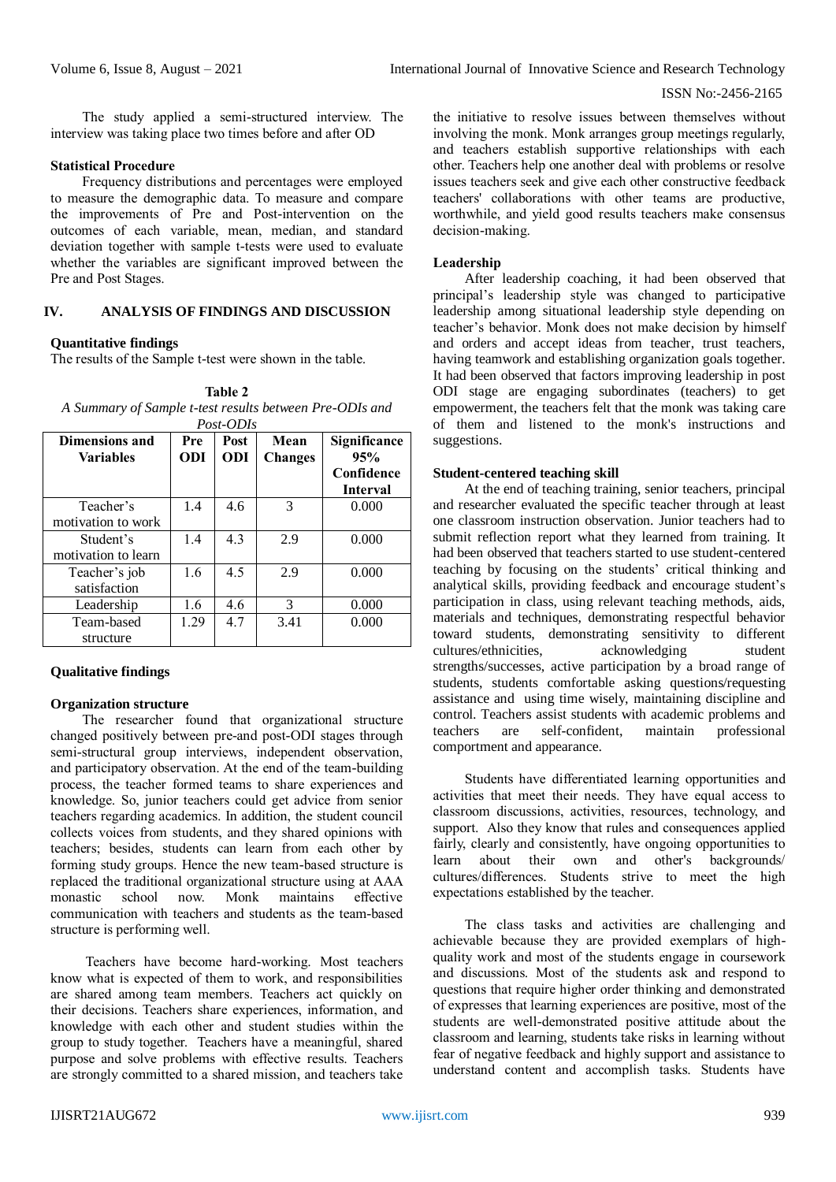The study applied a semi-structured interview. The interview was taking place two times before and after OD

### Statistical Procedure

Frequency distributions and percentages were employed to measure the demographic data. To measure and compare the improvements of Pre and Post-intervention on the outcomes of each variable, mean, median, and standard deviation together with sample t-tests were used to evaluate whether the variables are significant improved between the Pre and Post Stages.

## IV. ANALYSIS OF FINDINGS AND DISCUSSION

### Quantitative findings

The results of the Sample t-test were shown in the table.

**Table 2**

*A Summary of Sample t-test results between Pre-ODIs and Post-ODIs*

| Dimensions and Variables | Pre ODI | Post ODI | Mean Changes | Significance 95% Confidence Interval |
|---|---|---|---|---|
| Teacher's motivation to work | 1.4 | 4.6 | 3 | 0.000 |
| Student's motivation to learn | 1.4 | 4.3 | 2.9 | 0.000 |
| Teacher's job satisfaction | 1.6 | 4.5 | 2.9 | 0.000 |
| Leadership | 1.6 | 4.6 | 3 | 0.000 |
| Team-based structure | 1.29 | 4.7 | 3.41 | 0.000 |

### Qualitative findings

### Organization structure

The researcher found that organizational structure changed positively between pre-and post-ODI stages through semi-structural group interviews, independent observation, and participatory observation. At the end of the team-building process, the teacher formed teams to share experiences and knowledge. So, junior teachers could get advice from senior teachers regarding academics. In addition, the student council collects voices from students, and they shared opinions with teachers; besides, students can learn from each other by forming study groups. Hence the new team-based structure is replaced the traditional organizational structure using at AAA monastic school now. Monk maintains effective communication with teachers and students as the team-based structure is performing well.

Teachers have become hard-working. Most teachers know what is expected of them to work, and responsibilities are shared among team members. Teachers act quickly on their decisions. Teachers share experiences, information, and knowledge with each other and student studies within the group to study together. Teachers have a meaningful, shared purpose and solve problems with effective results. Teachers are strongly committed to a shared mission, and teachers take the initiative to resolve issues between themselves without involving the monk. Monk arranges group meetings regularly, and teachers establish supportive relationships with each other. Teachers help one another deal with problems or resolve issues teachers seek and give each other constructive feedback teachers' collaborations with other teams are productive, worthwhile, and yield good results teachers make consensus decision-making.

### Leadership

After leadership coaching, it had been observed that principal's leadership style was changed to participative leadership among situational leadership style depending on teacher's behavior. Monk does not make decision by himself and orders and accept ideas from teacher, trust teachers, having teamwork and establishing organization goals together. It had been observed that factors improving leadership in post ODI stage are engaging subordinates (teachers) to get empowerment, the teachers felt that the monk was taking care of them and listened to the monk's instructions and suggestions.

### Student-centered teaching skill

At the end of teaching training, senior teachers, principal and researcher evaluated the specific teacher through at least one classroom instruction observation. Junior teachers had to submit reflection report what they learned from training. It had been observed that teachers started to use student-centered teaching by focusing on the students' critical thinking and analytical skills, providing feedback and encourage student's participation in class, using relevant teaching methods, aids, materials and techniques, demonstrating respectful behavior toward students, demonstrating sensitivity to different cultures/ethnicities, acknowledging student strengths/successes, active participation by a broad range of students, students comfortable asking questions/requesting assistance and using time wisely, maintaining discipline and control. Teachers assist students with academic problems and teachers are self-confident, maintain professional comportment and appearance.

Students have differentiated learning opportunities and activities that meet their needs. They have equal access to classroom discussions, activities, resources, technology, and support. Also they know that rules and consequences applied fairly, clearly and consistently, have ongoing opportunities to learn about their own and other's backgrounds/ cultures/differences. Students strive to meet the high expectations established by the teacher.

The class tasks and activities are challenging and achievable because they are provided exemplars of high-quality work and most of the students engage in coursework and discussions. Most of the students ask and respond to questions that require higher order thinking and demonstrated of expresses that learning experiences are positive, most of the students are well-demonstrated positive attitude about the classroom and learning, students take risks in learning without fear of negative feedback and highly support and assistance to understand content and accomplish tasks. Students have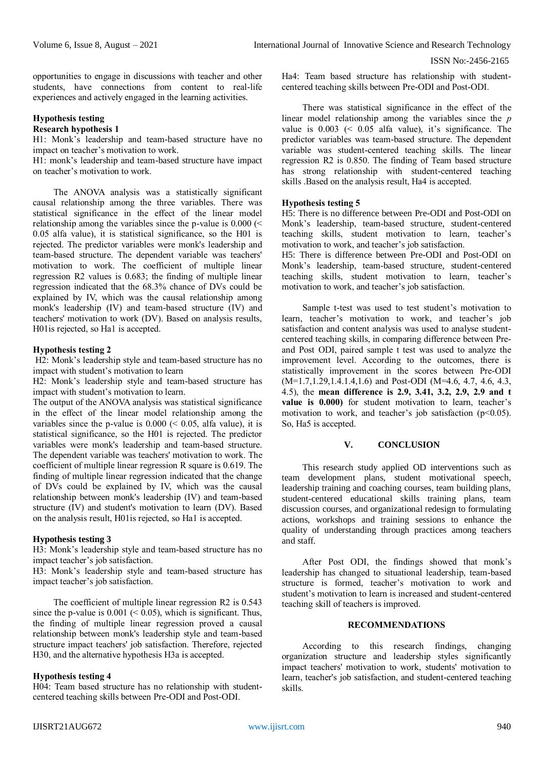opportunities to engage in discussions with teacher and other students, have connections from content to real-life experiences and actively engaged in the learning activities.

**Hypothesis testing**

**Research hypothesis 1**

H1: Monk's leadership and team-based structure have no impact on teacher's motivation to work.

H1: monk's leadership and team-based structure have impact on teacher's motivation to work.

The ANOVA analysis was a statistically significant causal relationship among the three variables. There was statistical significance in the effect of the linear model relationship among the variables since the p-value is 0.000 (< 0.05 alfa value), it is statistical significance, so the H01 is rejected. The predictor variables were monk's leadership and team-based structure. The dependent variable was teachers' motivation to work. The coefficient of multiple linear regression R2 values is 0.683; the finding of multiple linear regression indicated that the 68.3% chance of DVs could be explained by IV, which was the causal relationship among monk's leadership (IV) and team-based structure (IV) and teachers' motivation to work (DV). Based on analysis results, H01is rejected, so Ha1 is accepted.

**Hypothesis testing 2**

H2: Monk's leadership style and team-based structure has no impact with student's motivation to learn

H2: Monk's leadership style and team-based structure has impact with student's motivation to learn.

The output of the ANOVA analysis was statistical significance in the effect of the linear model relationship among the variables since the p-value is 0.000 (< 0.05, alfa value), it is statistical significance, so the H01 is rejected. The predictor variables were monk's leadership and team-based structure. The dependent variable was teachers' motivation to work. The coefficient of multiple linear regression R square is 0.619. The finding of multiple linear regression indicated that the change of DVs could be explained by IV, which was the causal relationship between monk's leadership (IV) and team-based structure (IV) and student's motivation to learn (DV). Based on the analysis result, H01is rejected, so Ha1 is accepted.

**Hypothesis testing 3**

H3: Monk's leadership style and team-based structure has no impact teacher's job satisfaction.

H3: Monk's leadership style and team-based structure has impact teacher's job satisfaction.

The coefficient of multiple linear regression R2 is 0.543 since the p-value is 0.001 (< 0.05), which is significant. Thus, the finding of multiple linear regression proved a causal relationship between monk's leadership style and team-based structure impact teachers' job satisfaction. Therefore, rejected H30, and the alternative hypothesis H3a is accepted.

**Hypothesis testing 4**

H04: Team based structure has no relationship with student-centered teaching skills between Pre-ODI and Post-ODI.

Ha4: Team based structure has relationship with student-centered teaching skills between Pre-ODI and Post-ODI.

There was statistical significance in the effect of the linear model relationship among the variables since the *p* value is 0.003 (< 0.05 alfa value), it's significance. The predictor variables was team-based structure. The dependent variable was student-centered teaching skills. The linear regression R2 is 0.850. The finding of Team based structure has strong relationship with student-centered teaching skills .Based on the analysis result, Ha4 is accepted.

**Hypothesis testing 5**

H5: There is no difference between Pre-ODI and Post-ODI on Monk's leadership, team-based structure, student-centered teaching skills, student motivation to learn, teacher's motivation to work, and teacher's job satisfaction.

H5: There is difference between Pre-ODI and Post-ODI on Monk's leadership, team-based structure, student-centered teaching skills, student motivation to learn, teacher's motivation to work, and teacher's job satisfaction.

Sample t-test was used to test student's motivation to learn, teacher's motivation to work, and teacher's job satisfaction and content analysis was used to analyse student-centered teaching skills, in comparing difference between Pre-and Post ODI, paired sample t test was used to analyze the improvement level. According to the outcomes, there is statistically improvement in the scores between Pre-ODI (M=1.7,1.29,1.4.1.4,1.6) and Post-ODI (M=4.6, 4.7, 4.6, 4.3, 4.5), the **mean difference is 2.9, 3.41, 3.2, 2.9, 2.9 and t value is 0.000)** for student motivation to learn, teacher's motivation to work, and teacher's job satisfaction ($p<0.05$). So, Ha5 is accepted.

## V. CONCLUSION

This research study applied OD interventions such as team development plans, student motivational speech, leadership training and coaching courses, team building plans, student-centered educational skills training plans, team discussion courses, and organizational redesign to formulating actions, workshops and training sessions to enhance the quality of understanding through practices among teachers and staff.

After Post ODI, the findings showed that monk's leadership has changed to situational leadership, team-based structure is formed, teacher's motivation to work and student's motivation to learn is increased and student-centered teaching skill of teachers is improved.

## RECOMMENDATIONS

According to this research findings, changing organization structure and leadership styles significantly impact teachers' motivation to work, students' motivation to learn, teacher's job satisfaction, and student-centered teaching skills.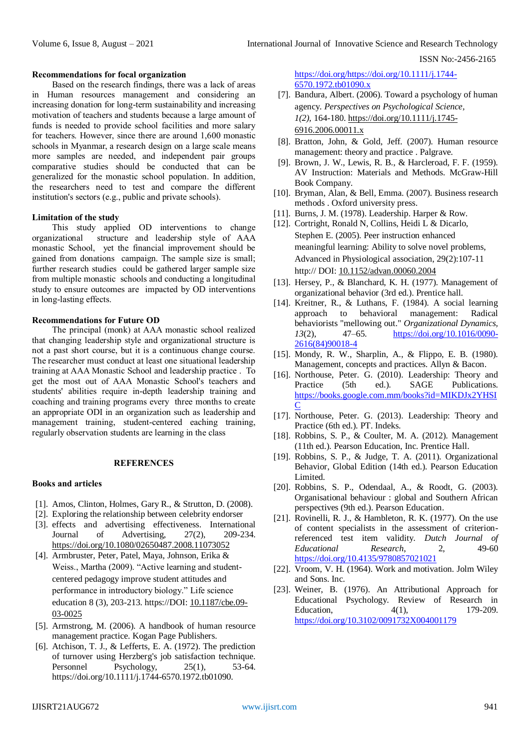**Recommendations for focal organization**

Based on the research findings, there was a lack of areas in Human resources management and considering an increasing donation for long-term sustainability and increasing motivation of teachers and students because a large amount of funds is needed to provide school facilities and more salary for teachers. However, since there are around 1,600 monastic schools in Myanmar, a research design on a large scale means more samples are needed, and independent pair groups comparative studies should be conducted that can be generalized for the monastic school population. In addition, the researchers need to test and compare the different institution's sectors (e.g., public and private schools).

**Limitation of the study**

This study applied OD interventions to change organizational structure and leadership style of AAA monastic School, yet the financial improvement should be gained from donations campaign. The sample size is small; further research studies could be gathered larger sample size from multiple monastic schools and conducting a longitudinal study to ensure outcomes are impacted by OD interventions in long-lasting effects.

**Recommendations for Future OD**

The principal (monk) at AAA monastic school realized that changing leadership style and organizational structure is not a past short course, but it is a continuous change course. The researcher must conduct at least one situational leadership training at AAA Monastic School and leadership practice . To get the most out of AAA Monastic School's teachers and students' abilities require in-depth leadership training and coaching and training programs every three months to create an appropriate ODI in an organization such as leadership and management training, student-centered eaching training, regularly observation students are learning in the class

## REFERENCES

**Books and articles**

[1]. Amos, Clinton, Holmes, Gary R., & Strutton, D. (2008).
[2]. Exploring the relationship between celebrity endorser
[3]. effects and advertising effectiveness. International Journal of Advertising, 27(2), 209-234. https://doi.org/10.1080/02650487.2008.11073052
[4]. Armbruster, Peter, Patel, Maya, Johnson, Erika & Weiss., Martha (2009). "Active learning and student-centered pedagogy improve student attitudes and performance in introductory biology." Life science education 8 (3), 203-213. https://DOI: 10.1187/cbe.09-03-0025
[5]. Armstrong, M. (2006). A handbook of human resource management practice. Kogan Page Publishers.
[6]. Atchison, T. J., & Lefferts, E. A. (1972). The prediction of turnover using Herzberg's job satisfaction technique. Personnel Psychology, 25(1), 53-64. https://doi.org/10.1111/j.1744-6570.1972.tb01090. https://doi.org/https://doi.org/10.1111/j.1744-6570.1972.tb01090.x
[7]. Bandura, Albert. (2006). Toward a psychology of human agency. *Perspectives on Psychological Science, 1(2),* 164-180. https://doi.org/10.1111/j.1745-6916.2006.00011.x
[8]. Bratton, John, & Gold, Jeff. (2007). Human resource management: theory and practice . Palgrave.
[9]. Brown, J. W., Lewis, R. B., & Harcleroad, F. F. (1959). AV Instruction: Materials and Methods. McGraw-Hill Book Company.
[10]. Bryman, Alan, & Bell, Emma. (2007). Business research methods . Oxford university press.
[11]. Burns, J. M. (1978). Leadership. Harper & Row.
[12]. Cortright, Ronald N, Collins, Heidi L & Dicarlo, Stephen E. (2005). Peer instruction enhanced meaningful learning: Ability to solve novel problems, Advanced in Physiological association, 29(2):107-11 http:// DOI: 10.1152/advan.00060.2004
[13]. Hersey, P., & Blanchard, K. H. (1977). Management of organizational behavior (3rd ed.). Prentice hall.
[14]. Kreitner, R., & Luthans, F. (1984). A social learning approach to behavioral management: Radical behaviorists "mellowing out." *Organizational Dynamics, 13*(2), 47–65. https://doi.org/10.1016/0090-2616(84)90018-4
[15]. Mondy, R. W., Sharplin, A., & Flippo, E. B. (1980). Management, concepts and practices. Allyn & Bacon.
[16]. Northouse, Peter. G. (2010). Leadership: Theory and Practice (5th ed.). SAGE Publications. https://books.google.com.mm/books?id=MIKDJx2YHSIC
[17]. Northouse, Peter. G. (2013). Leadership: Theory and Practice (6th ed.). PT. Indeks.
[18]. Robbins, S. P., & Coulter, M. A. (2012). Management (11th ed.). Pearson Education, Inc. Prentice Hall.
[19]. Robbins, S. P., & Judge, T. A. (2011). Organizational Behavior, Global Edition (14th ed.). Pearson Education Limited.
[20]. Robbins, S. P., Odendaal, A., & Roodt, G. (2003). Organisational behaviour : global and Southern African perspectives (9th ed.). Pearson Education.
[21]. Rovinelli, R. J., & Hambleton, R. K. (1977). On the use of content specialists in the assessment of criterion-referenced test item validity. *Dutch Journal of Educational Research*, 2, 49-60 https://doi.org/10.4135/9780857021021
[22]. Vroom, V. H. (1964). Work and motivation. Jolm Wiley and Sons. Inc.
[23]. Weiner, B. (1976). An Attributional Approach for Educational Psychology. Review of Research in Education, 4(1), 179-209. https://doi.org/10.3102/0091732X004001179